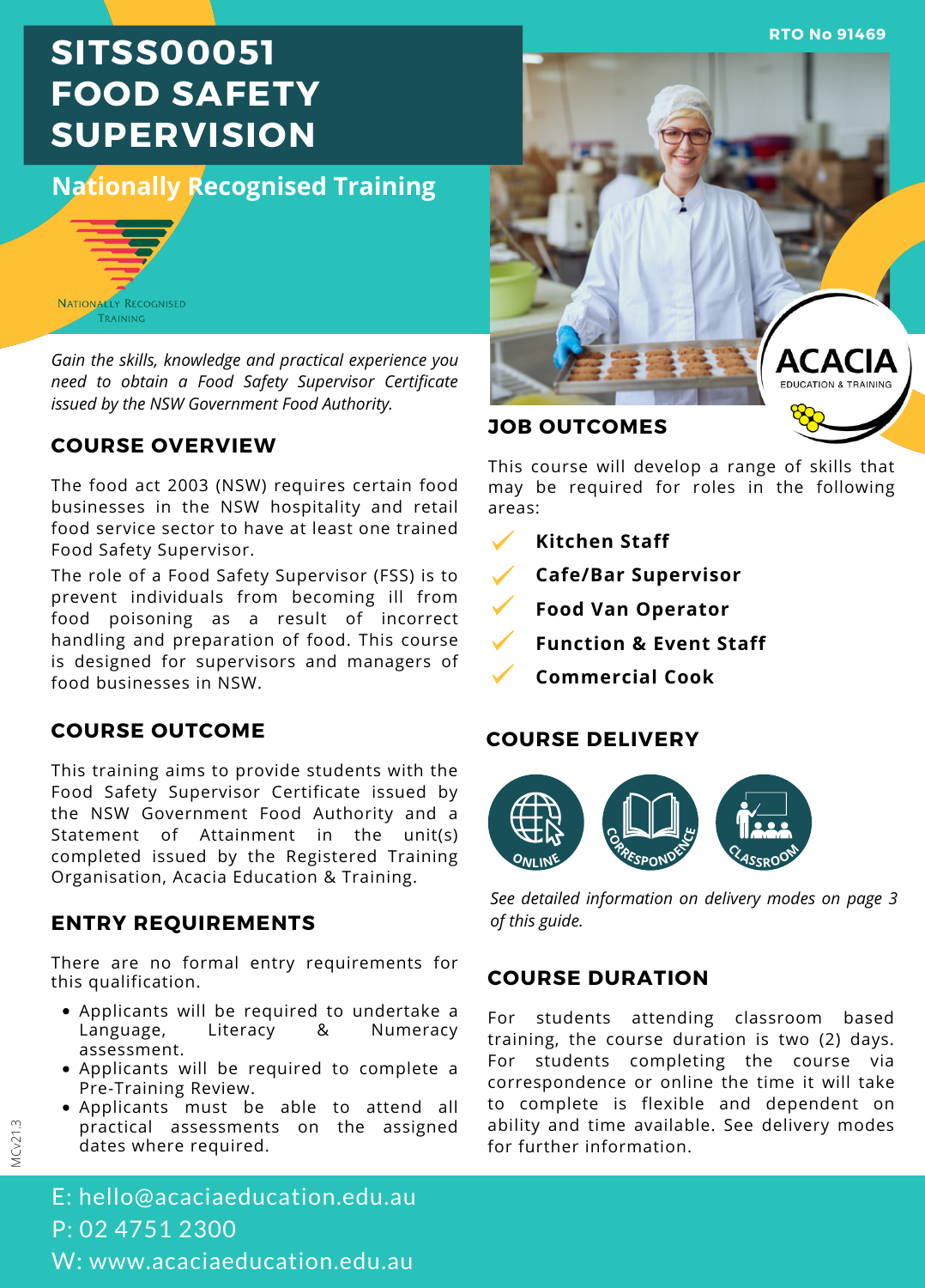RTO No 91469

# SITSS00051 FOOD SAFETY SUPERVISION

## Nationally Recognised Training

*Gain the skills, knowledge and practical experience you need to obtain a Food Safety Supervisor Certificate issued by the NSW Government Food Authority.*

## COURSE OVERVIEW

The food act 2003 (NSW) requires certain food businesses in the NSW hospitality and retail food service sector to have at least one trained Food Safety Supervisor.

The role of a Food Safety Supervisor (FSS) is to prevent individuals from becoming ill from food poisoning as a result of incorrect handling and preparation of food. This course is designed for supervisors and managers of food businesses in NSW.

## COURSE OUTCOME

This training aims to provide students with the Food Safety Supervisor Certificate issued by the NSW Government Food Authority and a Statement of Attainment in the unit(s) completed issued by the Registered Training Organisation, Acacia Education & Training.

## ENTRY REQUIREMENTS

There are no formal entry requirements for this qualification.

- Applicants will be required to undertake a Language, Literacy & Numeracy assessment.
- Applicants will be required to complete a Pre-Training Review.
- Applicants must be able to attend all practical assessments on the assigned dates where required.

## JOB OUTCOMES

This course will develop a range of skills that may be required for roles in the following areas:

- **Kitchen Staff**
- **Cafe/Bar Supervisor**
- **Food Van Operator**
- **Function & Event Staff**
- **Commercial Cook**

## COURSE DELIVERY

Online · Correspondence · Classroom

*See detailed information on delivery modes on page 3 of this guide.*

## COURSE DURATION

For students attending classroom based training, the course duration is two (2) days. For students completing the course via correspondence or online the time it will take to complete is flexible and dependent on ability and time available. See delivery modes for further information.

E: hello@acaciaeducation.edu.au
P: 02 4751 2300
W: www.acaciaeducation.edu.au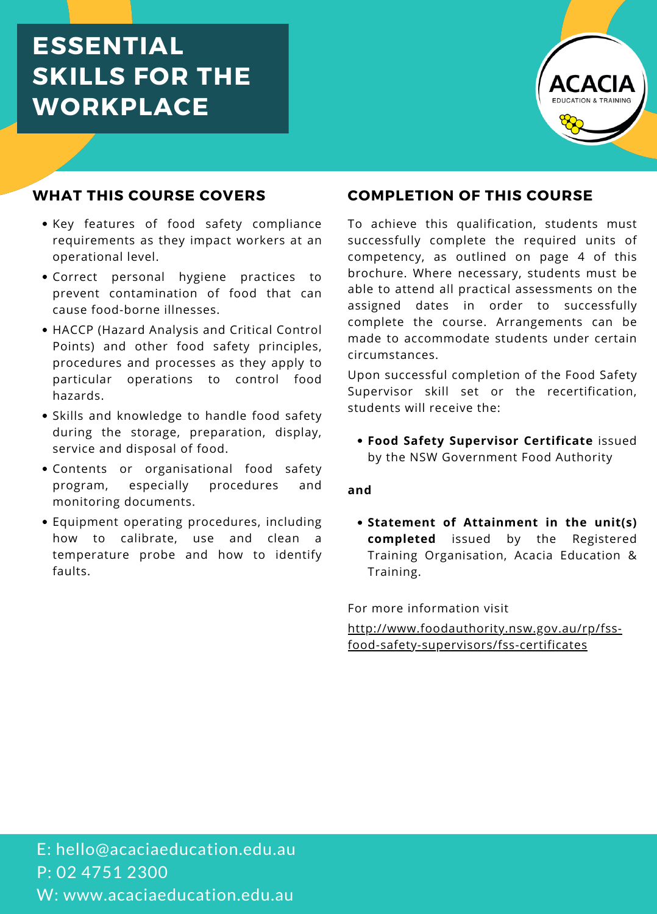# ESSENTIAL SKILLS FOR THE WORKPLACE

ACACIA EDUCATION & TRAINING

## WHAT THIS COURSE COVERS

- Key features of food safety compliance requirements as they impact workers at an operational level.
- Correct personal hygiene practices to prevent contamination of food that can cause food-borne illnesses.
- HACCP (Hazard Analysis and Critical Control Points) and other food safety principles, procedures and processes as they apply to particular operations to control food hazards.
- Skills and knowledge to handle food safety during the storage, preparation, display, service and disposal of food.
- Contents or organisational food safety program, especially procedures and monitoring documents.
- Equipment operating procedures, including how to calibrate, use and clean a temperature probe and how to identify faults.

## COMPLETION OF THIS COURSE

To achieve this qualification, students must successfully complete the required units of competency, as outlined on page 4 of this brochure. Where necessary, students must be able to attend all practical assessments on the assigned dates in order to successfully complete the course. Arrangements can be made to accommodate students under certain circumstances.

Upon successful completion of the Food Safety Supervisor skill set or the recertification, students will receive the:

- **Food Safety Supervisor Certificate** issued by the NSW Government Food Authority

**and**

- **Statement of Attainment in the unit(s) completed** issued by the Registered Training Organisation, Acacia Education & Training.

For more information visit

http://www.foodauthority.nsw.gov.au/rp/fss-food-safety-supervisors/fss-certificates

E: hello@acaciaeducation.edu.au
P: 02 4751 2300
W: www.acaciaeducation.edu.au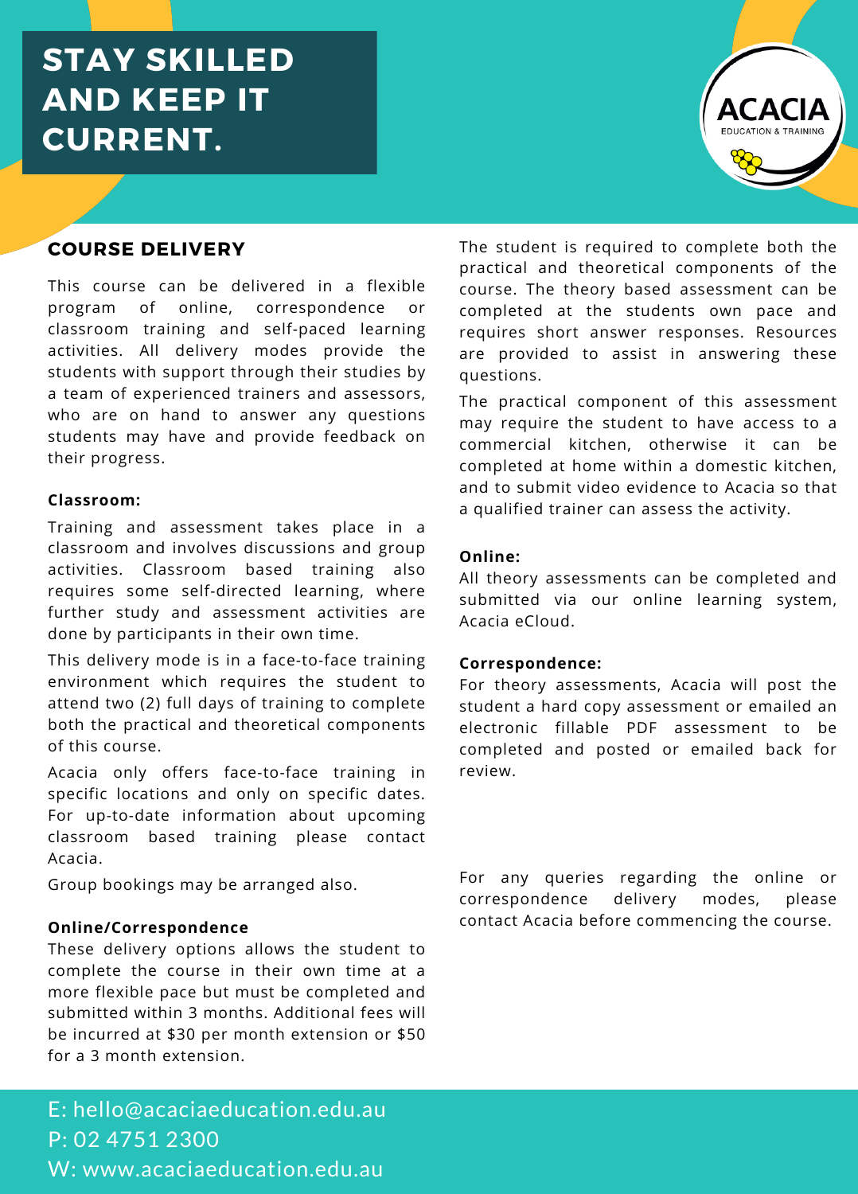# STAY SKILLED AND KEEP IT CURRENT.

ACACIA EDUCATION & TRAINING

## COURSE DELIVERY

This course can be delivered in a flexible program of online, correspondence or classroom training and self-paced learning activities. All delivery modes provide the students with support through their studies by a team of experienced trainers and assessors, who are on hand to answer any questions students may have and provide feedback on their progress.

**Classroom:**

Training and assessment takes place in a classroom and involves discussions and group activities. Classroom based training also requires some self-directed learning, where further study and assessment activities are done by participants in their own time.

This delivery mode is in a face-to-face training environment which requires the student to attend two (2) full days of training to complete both the practical and theoretical components of this course.

Acacia only offers face-to-face training in specific locations and only on specific dates. For up-to-date information about upcoming classroom based training please contact Acacia.

Group bookings may be arranged also.

**Online/Correspondence**

These delivery options allows the student to complete the course in their own time at a more flexible pace but must be completed and submitted within 3 months. Additional fees will be incurred at $30 per month extension or $50 for a 3 month extension.

The student is required to complete both the practical and theoretical components of the course. The theory based assessment can be completed at the students own pace and requires short answer responses. Resources are provided to assist in answering these questions.

The practical component of this assessment may require the student to have access to a commercial kitchen, otherwise it can be completed at home within a domestic kitchen, and to submit video evidence to Acacia so that a qualified trainer can assess the activity.

**Online:**

All theory assessments can be completed and submitted via our online learning system, Acacia eCloud.

**Correspondence:**

For theory assessments, Acacia will post the student a hard copy assessment or emailed an electronic fillable PDF assessment to be completed and posted or emailed back for review.

For any queries regarding the online or correspondence delivery modes, please contact Acacia before commencing the course.

E: hello@acaciaeducation.edu.au
P: 02 4751 2300
W: www.acaciaeducation.edu.au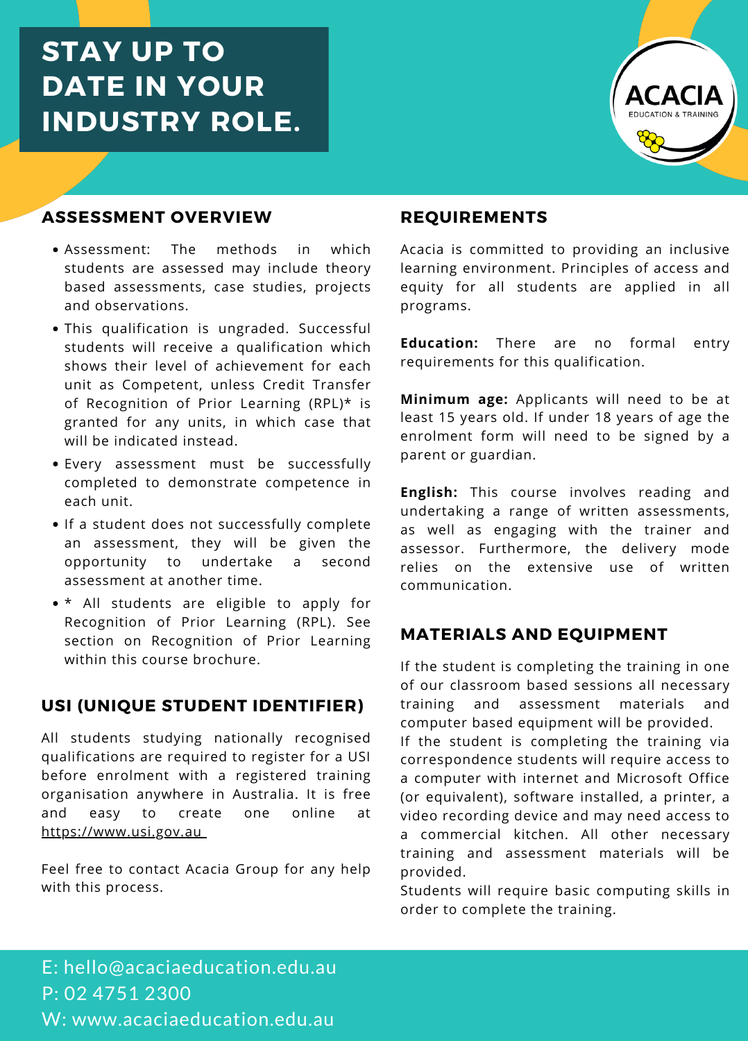# STAY UP TO DATE IN YOUR INDUSTRY ROLE.

## ASSESSMENT OVERVIEW

- Assessment: The methods in which students are assessed may include theory based assessments, case studies, projects and observations.
- This qualification is ungraded. Successful students will receive a qualification which shows their level of achievement for each unit as Competent, unless Credit Transfer of Recognition of Prior Learning (RPL)* is granted for any units, in which case that will be indicated instead.
- Every assessment must be successfully completed to demonstrate competence in each unit.
- If a student does not successfully complete an assessment, they will be given the opportunity to undertake a second assessment at another time.
- * All students are eligible to apply for Recognition of Prior Learning (RPL). See section on Recognition of Prior Learning within this course brochure.

## USI (UNIQUE STUDENT IDENTIFIER)

All students studying nationally recognised qualifications are required to register for a USI before enrolment with a registered training organisation anywhere in Australia. It is free and easy to create one online at https://www.usi.gov.au

Feel free to contact Acacia Group for any help with this process.

## REQUIREMENTS

Acacia is committed to providing an inclusive learning environment. Principles of access and equity for all students are applied in all programs.

**Education:** There are no formal entry requirements for this qualification.

**Minimum age:** Applicants will need to be at least 15 years old. If under 18 years of age the enrolment form will need to be signed by a parent or guardian.

**English:** This course involves reading and undertaking a range of written assessments, as well as engaging with the trainer and assessor. Furthermore, the delivery mode relies on the extensive use of written communication.

## MATERIALS AND EQUIPMENT

If the student is completing the training in one of our classroom based sessions all necessary training and assessment materials and computer based equipment will be provided.
If the student is completing the training via correspondence students will require access to a computer with internet and Microsoft Office (or equivalent), software installed, a printer, a video recording device and may need access to a commercial kitchen. All other necessary training and assessment materials will be provided.
Students will require basic computing skills in order to complete the training.

E: hello@acaciaeducation.edu.au
P: 02 4751 2300
W: www.acaciaeducation.edu.au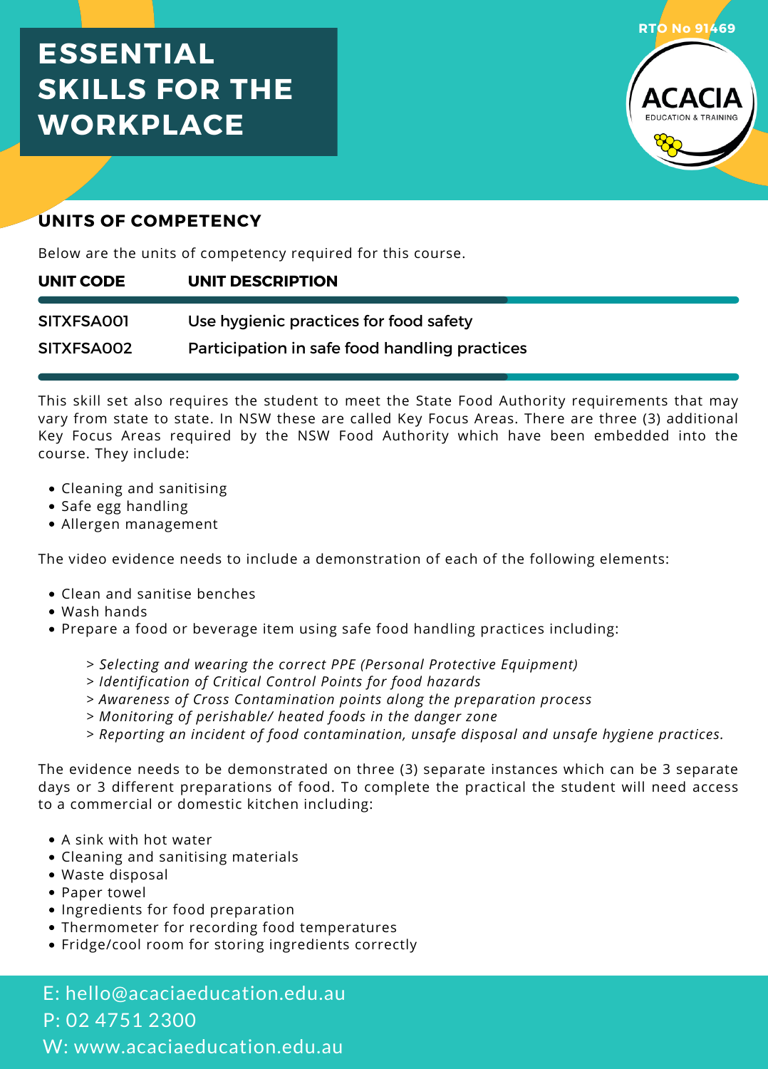# ESSENTIAL SKILLS FOR THE WORKPLACE

RTO No 91469

ACACIA EDUCATION & TRAINING

## UNITS OF COMPETENCY

Below are the units of competency required for this course.

| UNIT CODE | UNIT DESCRIPTION |
|---|---|
| SITXFSA001 | Use hygienic practices for food safety |
| SITXFSA002 | Participation in safe food handling practices |

This skill set also requires the student to meet the State Food Authority requirements that may vary from state to state. In NSW these are called Key Focus Areas. There are three (3) additional Key Focus Areas required by the NSW Food Authority which have been embedded into the course. They include:

- Cleaning and sanitising
- Safe egg handling
- Allergen management

The video evidence needs to include a demonstration of each of the following elements:

- Clean and sanitise benches
- Wash hands
- Prepare a food or beverage item using safe food handling practices including:

> *Selecting and wearing the correct PPE (Personal Protective Equipment)*
> *Identification of Critical Control Points for food hazards*
> *Awareness of Cross Contamination points along the preparation process*
> *Monitoring of perishable/ heated foods in the danger zone*
> *Reporting an incident of food contamination, unsafe disposal and unsafe hygiene practices.*

The evidence needs to be demonstrated on three (3) separate instances which can be 3 separate days or 3 different preparations of food. To complete the practical the student will need access to a commercial or domestic kitchen including:

- A sink with hot water
- Cleaning and sanitising materials
- Waste disposal
- Paper towel
- Ingredients for food preparation
- Thermometer for recording food temperatures
- Fridge/cool room for storing ingredients correctly

E: hello@acaciaeducation.edu.au
P: 02 4751 2300
W: www.acaciaeducation.edu.au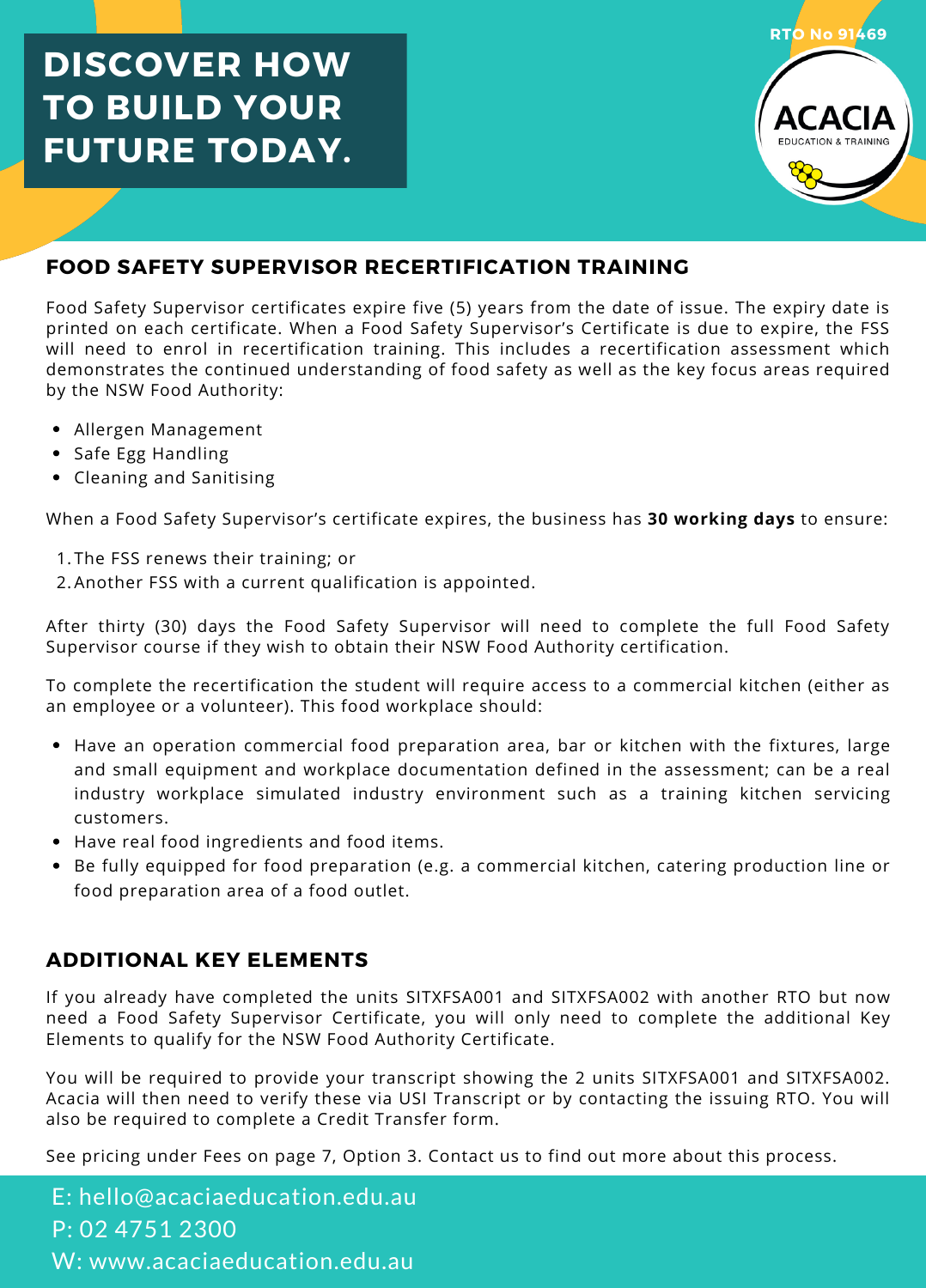# DISCOVER HOW TO BUILD YOUR FUTURE TODAY.

RTO No 91469

ACACIA EDUCATION & TRAINING

## FOOD SAFETY SUPERVISOR RECERTIFICATION TRAINING

Food Safety Supervisor certificates expire five (5) years from the date of issue. The expiry date is printed on each certificate. When a Food Safety Supervisor's Certificate is due to expire, the FSS will need to enrol in recertification training. This includes a recertification assessment which demonstrates the continued understanding of food safety as well as the key focus areas required by the NSW Food Authority:

- Allergen Management
- Safe Egg Handling
- Cleaning and Sanitising

When a Food Safety Supervisor's certificate expires, the business has **30 working days** to ensure:

1. The FSS renews their training; or
2. Another FSS with a current qualification is appointed.

After thirty (30) days the Food Safety Supervisor will need to complete the full Food Safety Supervisor course if they wish to obtain their NSW Food Authority certification.

To complete the recertification the student will require access to a commercial kitchen (either as an employee or a volunteer). This food workplace should:

- Have an operation commercial food preparation area, bar or kitchen with the fixtures, large and small equipment and workplace documentation defined in the assessment; can be a real industry workplace simulated industry environment such as a training kitchen servicing customers.
- Have real food ingredients and food items.
- Be fully equipped for food preparation (e.g. a commercial kitchen, catering production line or food preparation area of a food outlet.

## ADDITIONAL KEY ELEMENTS

If you already have completed the units SITXFSA001 and SITXFSA002 with another RTO but now need a Food Safety Supervisor Certificate, you will only need to complete the additional Key Elements to qualify for the NSW Food Authority Certificate.

You will be required to provide your transcript showing the 2 units SITXFSA001 and SITXFSA002. Acacia will then need to verify these via USI Transcript or by contacting the issuing RTO. You will also be required to complete a Credit Transfer form.

See pricing under Fees on page 7, Option 3. Contact us to find out more about this process.

E: hello@acaciaeducation.edu.au
P: 02 4751 2300
W: www.acaciaeducation.edu.au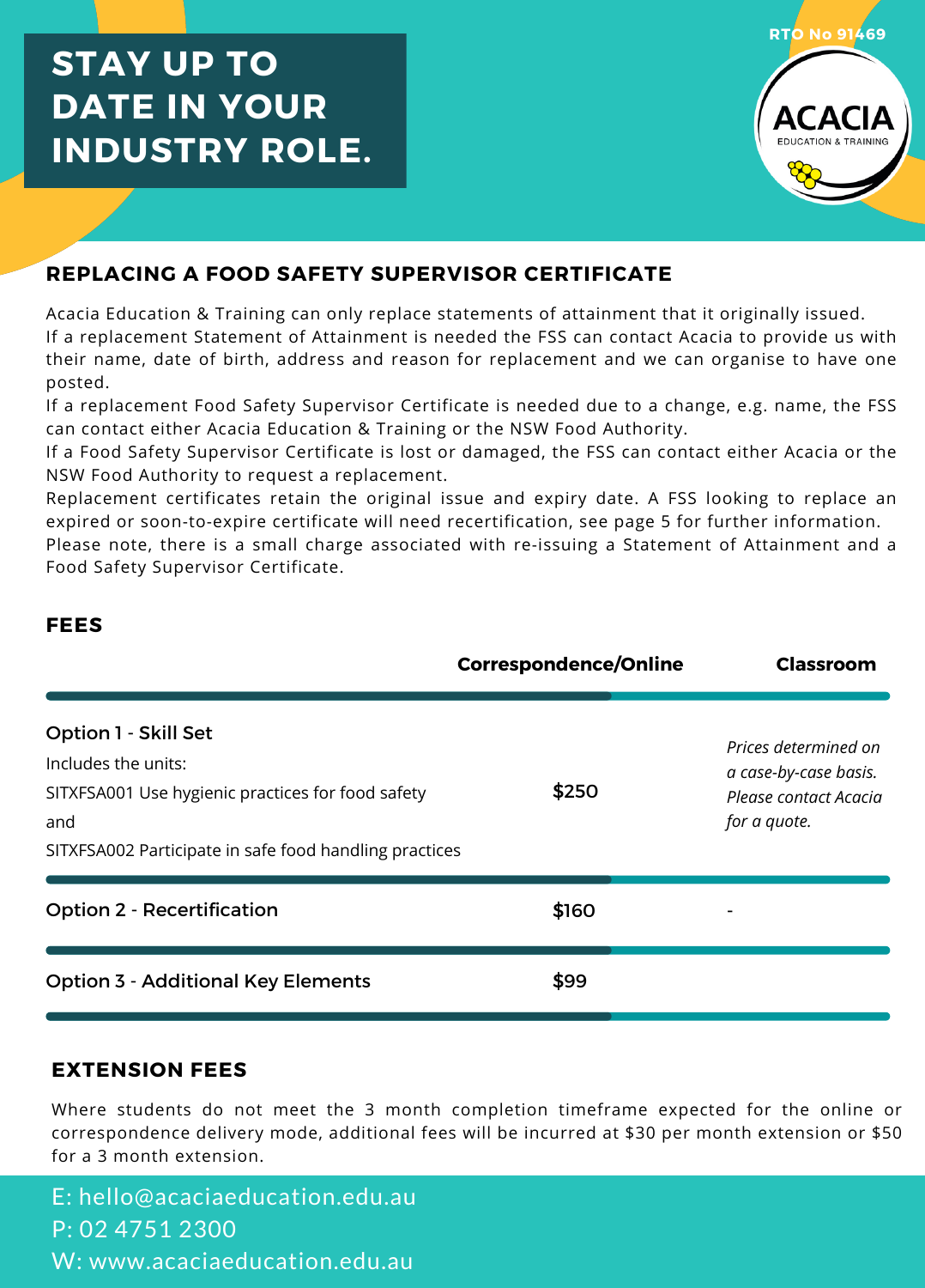# STAY UP TO DATE IN YOUR INDUSTRY ROLE.

RTO No 91469

ACACIA EDUCATION & TRAINING

## REPLACING A FOOD SAFETY SUPERVISOR CERTIFICATE

Acacia Education & Training can only replace statements of attainment that it originally issued.
If a replacement Statement of Attainment is needed the FSS can contact Acacia to provide us with their name, date of birth, address and reason for replacement and we can organise to have one posted.
If a replacement Food Safety Supervisor Certificate is needed due to a change, e.g. name, the FSS can contact either Acacia Education & Training or the NSW Food Authority.
If a Food Safety Supervisor Certificate is lost or damaged, the FSS can contact either Acacia or the NSW Food Authority to request a replacement.
Replacement certificates retain the original issue and expiry date. A FSS looking to replace an expired or soon-to-expire certificate will need recertification, see page 5 for further information.
Please note, there is a small charge associated with re-issuing a Statement of Attainment and a Food Safety Supervisor Certificate.

## FEES

| | Correspondence/Online | Classroom |
|---|---|---|
| **Option 1 - Skill Set**<br>Includes the units:<br>SITXFSA001 Use hygienic practices for food safety<br>and<br>SITXFSA002 Participate in safe food handling practices | $250 | *Prices determined on a case-by-case basis. Please contact Acacia for a quote.* |
| **Option 2 - Recertification** | $160 | - |
| **Option 3 - Additional Key Elements** | $99 | |

## EXTENSION FEES

Where students do not meet the 3 month completion timeframe expected for the online or correspondence delivery mode, additional fees will be incurred at $30 per month extension or $50 for a 3 month extension.

E: hello@acaciaeducation.edu.au
P: 02 4751 2300
W: www.acaciaeducation.edu.au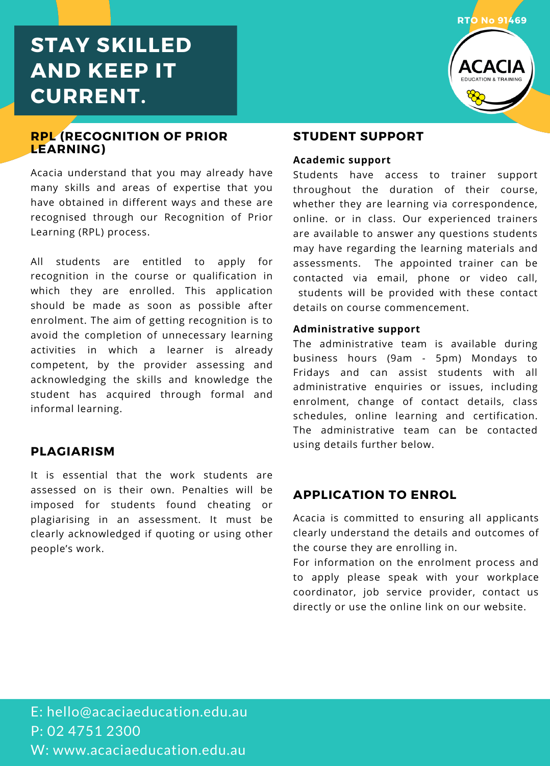# STAY SKILLED AND KEEP IT CURRENT.

RTO No 91469

## RPL (RECOGNITION OF PRIOR LEARNING)

Acacia understand that you may already have many skills and areas of expertise that you have obtained in different ways and these are recognised through our Recognition of Prior Learning (RPL) process.

All students are entitled to apply for recognition in the course or qualification in which they are enrolled. This application should be made as soon as possible after enrolment. The aim of getting recognition is to avoid the completion of unnecessary learning activities in which a learner is already competent, by the provider assessing and acknowledging the skills and knowledge the student has acquired through formal and informal learning.

## PLAGIARISM

It is essential that the work students are assessed on is their own. Penalties will be imposed for students found cheating or plagiarising in an assessment. It must be clearly acknowledged if quoting or using other people's work.

## STUDENT SUPPORT

**Academic support**

Students have access to trainer support throughout the duration of their course, whether they are learning via correspondence, online. or in class. Our experienced trainers are available to answer any questions students may have regarding the learning materials and assessments. The appointed trainer can be contacted via email, phone or video call, students will be provided with these contact details on course commencement.

**Administrative support**

The administrative team is available during business hours (9am - 5pm) Mondays to Fridays and can assist students with all administrative enquiries or issues, including enrolment, change of contact details, class schedules, online learning and certification. The administrative team can be contacted using details further below.

## APPLICATION TO ENROL

Acacia is committed to ensuring all applicants clearly understand the details and outcomes of the course they are enrolling in.

For information on the enrolment process and to apply please speak with your workplace coordinator, job service provider, contact us directly or use the online link on our website.

E: hello@acaciaeducation.edu.au
P: 02 4751 2300
W: www.acaciaeducation.edu.au